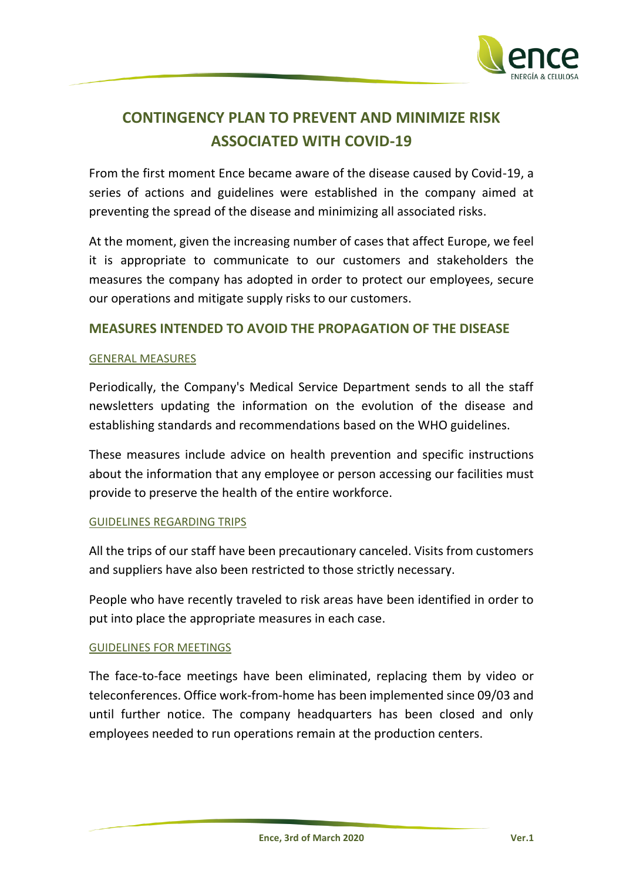# CONTINGENCY PLAN TO PREVENT AND MINIMIZE RISK ASSOCIATED WITH COVID-19

From the first moment Ence became aware of the disease caused by Covid-19, a series of actions and guidelines were established in the company aimed at preventing the spread of the disease and minimizing all associated risks.

At the moment, given the increasing number of cases that affect Europe, we feel it is appropriate to communicate to our customers and stakeholders the measures the company has adopted in order to protect our employees, secure our operations and mitigate supply risks to our customers.

## MEASURES INTENDED TO AVOID THE PROPAGATION OF THE DISEASE

### GENERAL MEASURES

Periodically, the Company's Medical Service Department sends to all the staff newsletters updating the information on the evolution of the disease and establishing standards and recommendations based on the WHO guidelines.

These measures include advice on health prevention and specific instructions about the information that any employee or person accessing our facilities must provide to preserve the health of the entire workforce.

### GUIDELINES REGARDING TRIPS

All the trips of our staff have been precautionary canceled. Visits from customers and suppliers have also been restricted to those strictly necessary.

People who have recently traveled to risk areas have been identified in order to put into place the appropriate measures in each case.

### GUIDELINES FOR MEETINGS

The face-to-face meetings have been eliminated, replacing them by video or teleconferences. Office work-from-home has been implemented since 09/03 and until further notice. The company headquarters has been closed and only employees needed to run operations remain at the production centers.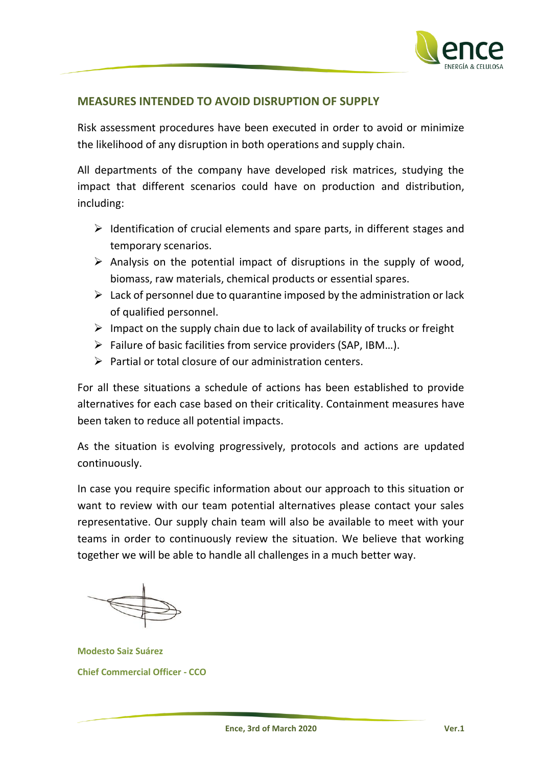## MEASURES INTENDED TO AVOID DISRUPTION OF SUPPLY

Risk assessment procedures have been executed in order to avoid or minimize the likelihood of any disruption in both operations and supply chain.

All departments of the company have developed risk matrices, studying the impact that different scenarios could have on production and distribution, including:

- Identification of crucial elements and spare parts, in different stages and temporary scenarios.
- Analysis on the potential impact of disruptions in the supply of wood, biomass, raw materials, chemical products or essential spares.
- Lack of personnel due to quarantine imposed by the administration or lack of qualified personnel.
- Impact on the supply chain due to lack of availability of trucks or freight
- Failure of basic facilities from service providers (SAP, IBM…).
- Partial or total closure of our administration centers.

For all these situations a schedule of actions has been established to provide alternatives for each case based on their criticality. Containment measures have been taken to reduce all potential impacts.

As the situation is evolving progressively, protocols and actions are updated continuously.

In case you require specific information about our approach to this situation or want to review with our team potential alternatives please contact your sales representative. Our supply chain team will also be available to meet with your teams in order to continuously review the situation. We believe that working together we will be able to handle all challenges in a much better way.

**Modesto Saiz Suárez**

**Chief Commercial Officer - CCO**

Ence, 3rd of March 2020 Ver.1